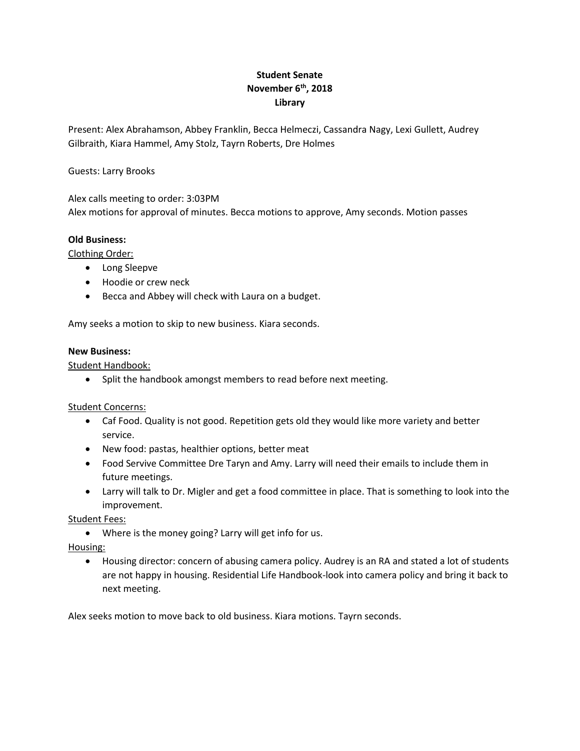**Student Senate**
**November 6th, 2018**
**Library**

Present: Alex Abrahamson, Abbey Franklin, Becca Helmeczi, Cassandra Nagy, Lexi Gullett, Audrey Gilbraith, Kiara Hammel, Amy Stolz, Tayrn Roberts, Dre Holmes

Guests: Larry Brooks

Alex calls meeting to order: 3:03PM
Alex motions for approval of minutes. Becca motions to approve, Amy seconds. Motion passes

**Old Business:**

Clothing Order:

- Long Sleepve
- Hoodie or crew neck
- Becca and Abbey will check with Laura on a budget.

Amy seeks a motion to skip to new business. Kiara seconds.

**New Business:**

Student Handbook:

- Split the handbook amongst members to read before next meeting.

Student Concerns:

- Caf Food. Quality is not good. Repetition gets old they would like more variety and better service.
- New food: pastas, healthier options, better meat
- Food Servive Committee Dre Taryn and Amy. Larry will need their emails to include them in future meetings.
- Larry will talk to Dr. Migler and get a food committee in place. That is something to look into the improvement.

Student Fees:

- Where is the money going? Larry will get info for us.

Housing:

- Housing director: concern of abusing camera policy. Audrey is an RA and stated a lot of students are not happy in housing. Residential Life Handbook-look into camera policy and bring it back to next meeting.

Alex seeks motion to move back to old business. Kiara motions. Tayrn seconds.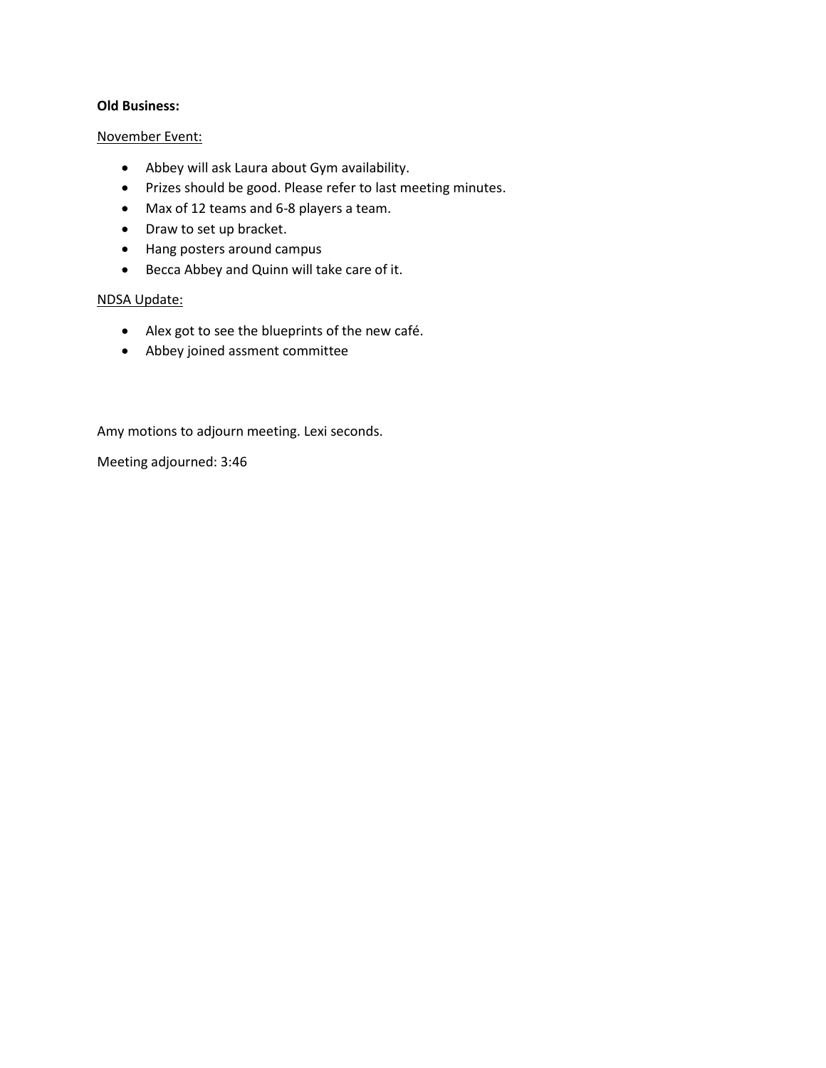**Old Business:**

November Event:

- Abbey will ask Laura about Gym availability.
- Prizes should be good. Please refer to last meeting minutes.
- Max of 12 teams and 6-8 players a team.
- Draw to set up bracket.
- Hang posters around campus
- Becca Abbey and Quinn will take care of it.

NDSA Update:

- Alex got to see the blueprints of the new café.
- Abbey joined assment committee

Amy motions to adjourn meeting. Lexi seconds.

Meeting adjourned: 3:46